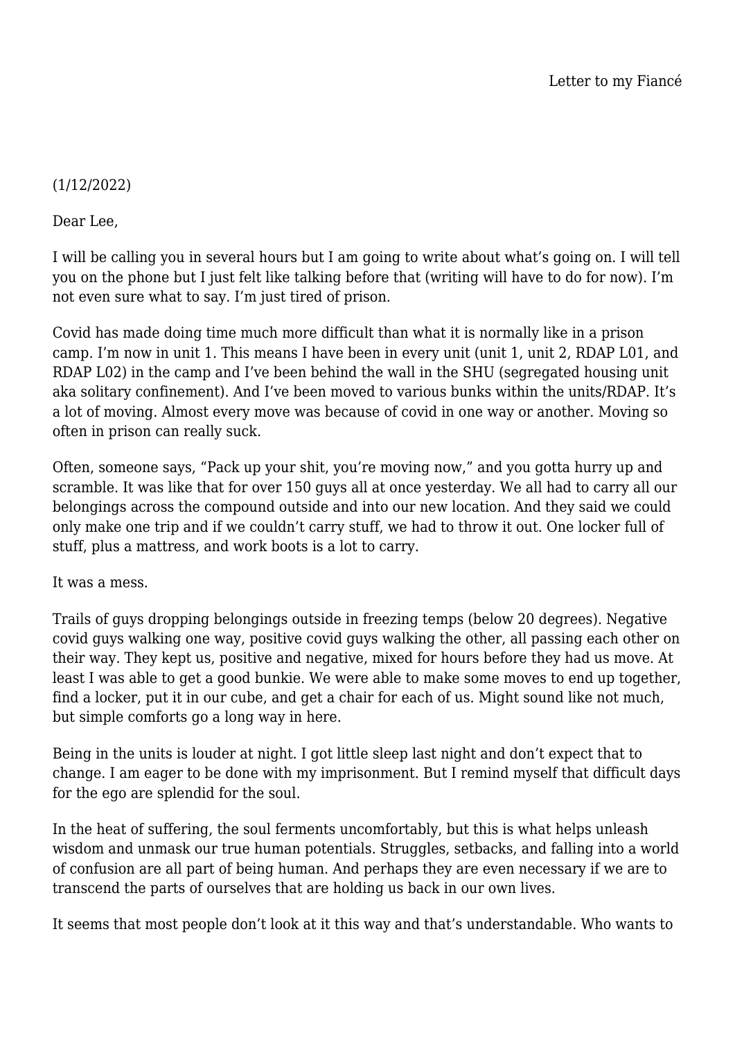Letter to my Fiancé

(1/12/2022)

Dear Lee,

I will be calling you in several hours but I am going to write about what's going on. I will tell you on the phone but I just felt like talking before that (writing will have to do for now). I'm not even sure what to say. I'm just tired of prison.

Covid has made doing time much more difficult than what it is normally like in a prison camp. I'm now in unit 1. This means I have been in every unit (unit 1, unit 2, RDAP L01, and RDAP L02) in the camp and I've been behind the wall in the SHU (segregated housing unit aka solitary confinement). And I've been moved to various bunks within the units/RDAP. It's a lot of moving. Almost every move was because of covid in one way or another. Moving so often in prison can really suck.

Often, someone says, "Pack up your shit, you're moving now," and you gotta hurry up and scramble. It was like that for over 150 guys all at once yesterday. We all had to carry all our belongings across the compound outside and into our new location. And they said we could only make one trip and if we couldn't carry stuff, we had to throw it out. One locker full of stuff, plus a mattress, and work boots is a lot to carry.

It was a mess.

Trails of guys dropping belongings outside in freezing temps (below 20 degrees). Negative covid guys walking one way, positive covid guys walking the other, all passing each other on their way. They kept us, positive and negative, mixed for hours before they had us move. At least I was able to get a good bunkie. We were able to make some moves to end up together, find a locker, put it in our cube, and get a chair for each of us. Might sound like not much, but simple comforts go a long way in here.

Being in the units is louder at night. I got little sleep last night and don't expect that to change. I am eager to be done with my imprisonment. But I remind myself that difficult days for the ego are splendid for the soul.

In the heat of suffering, the soul ferments uncomfortably, but this is what helps unleash wisdom and unmask our true human potentials. Struggles, setbacks, and falling into a world of confusion are all part of being human. And perhaps they are even necessary if we are to transcend the parts of ourselves that are holding us back in our own lives.

It seems that most people don't look at it this way and that's understandable. Who wants to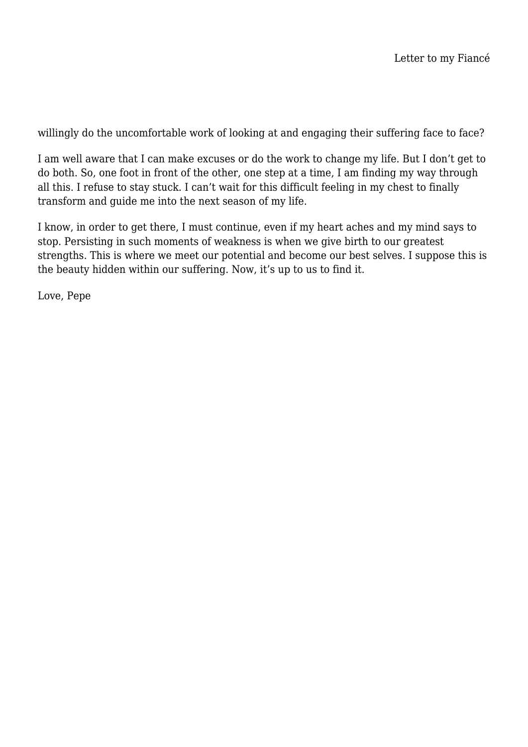willingly do the uncomfortable work of looking at and engaging their suffering face to face?

I am well aware that I can make excuses or do the work to change my life. But I don't get to do both. So, one foot in front of the other, one step at a time, I am finding my way through all this. I refuse to stay stuck. I can't wait for this difficult feeling in my chest to finally transform and guide me into the next season of my life.

I know, in order to get there, I must continue, even if my heart aches and my mind says to stop. Persisting in such moments of weakness is when we give birth to our greatest strengths. This is where we meet our potential and become our best selves. I suppose this is the beauty hidden within our suffering. Now, it's up to us to find it.

Love, Pepe